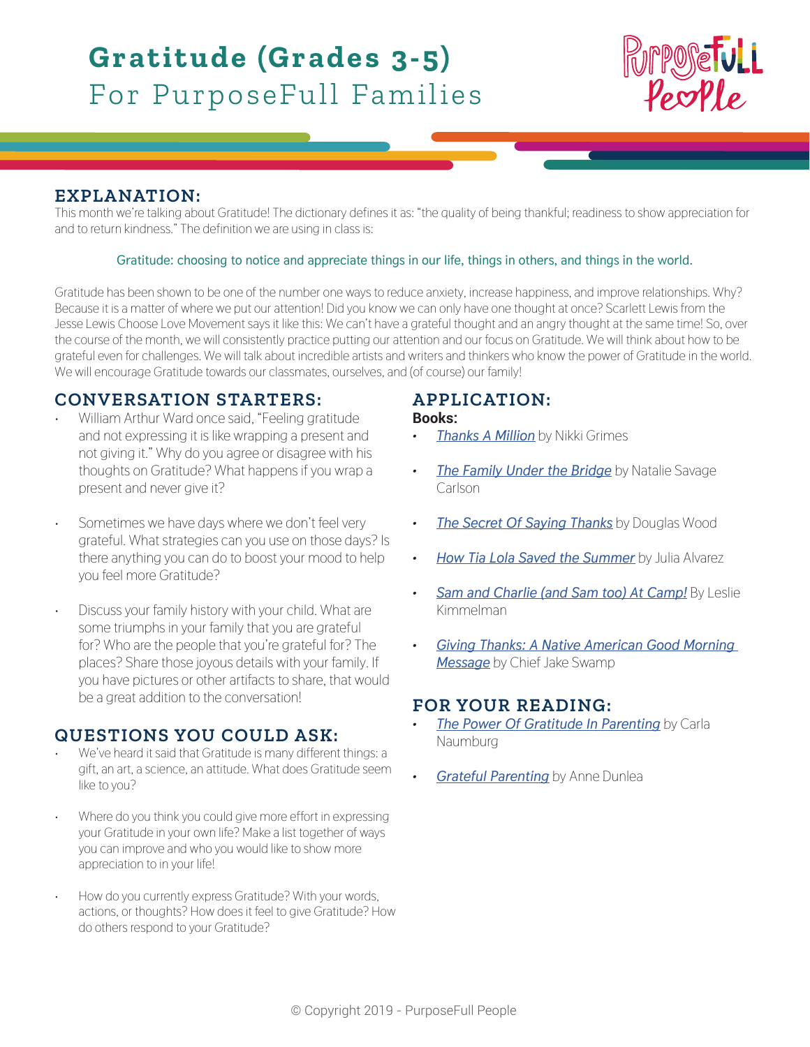# Gratitude (Grades 3-5)
For PurposeFull Families

## EXPLANATION:

This month we're talking about Gratitude! The dictionary defines it as: "the quality of being thankful; readiness to show appreciation for and to return kindness." The definition we are using in class is:

Gratitude: choosing to notice and appreciate things in our life, things in others, and things in the world.

Gratitude has been shown to be one of the number one ways to reduce anxiety, increase happiness, and improve relationships. Why? Because it is a matter of where we put our attention! Did you know we can only have one thought at once? Scarlett Lewis from the Jesse Lewis Choose Love Movement says it like this: We can't have a grateful thought and an angry thought at the same time! So, over the course of the month, we will consistently practice putting our attention and our focus on Gratitude. We will think about how to be grateful even for challenges. We will talk about incredible artists and writers and thinkers who know the power of Gratitude in the world. We will encourage Gratitude towards our classmates, ourselves, and (of course) our family!

## CONVERSATION STARTERS:

- William Arthur Ward once said, "Feeling gratitude and not expressing it is like wrapping a present and not giving it." Why do you agree or disagree with his thoughts on Gratitude? What happens if you wrap a present and never give it?
- Sometimes we have days where we don't feel very grateful. What strategies can you use on those days? Is there anything you can do to boost your mood to help you feel more Gratitude?
- Discuss your family history with your child. What are some triumphs in your family that you are grateful for? Who are the people that you're grateful for? The places? Share those joyous details with your family. If you have pictures or other artifacts to share, that would be a great addition to the conversation!

## QUESTIONS YOU COULD ASK:

- We've heard it said that Gratitude is many different things: a gift, an art, a science, an attitude. What does Gratitude seem like to you?
- Where do you think you could give more effort in expressing your Gratitude in your own life? Make a list together of ways you can improve and who you would like to show more appreciation to in your life!
- How do you currently express Gratitude? With your words, actions, or thoughts? How does it feel to give Gratitude? How do others respond to your Gratitude?

## APPLICATION:

**Books:**

- *Thanks A Million* by Nikki Grimes
- *The Family Under the Bridge* by Natalie Savage Carlson
- *The Secret Of Saying Thanks* by Douglas Wood
- *How Tia Lola Saved the Summer* by Julia Alvarez
- *Sam and Charlie (and Sam too) At Camp!* By Leslie Kimmelman
- *Giving Thanks: A Native American Good Morning Message* by Chief Jake Swamp

## FOR YOUR READING:

- *The Power Of Gratitude In Parenting* by Carla Naumburg
- *Grateful Parenting* by Anne Dunlea

© Copyright 2019 - PurposeFull People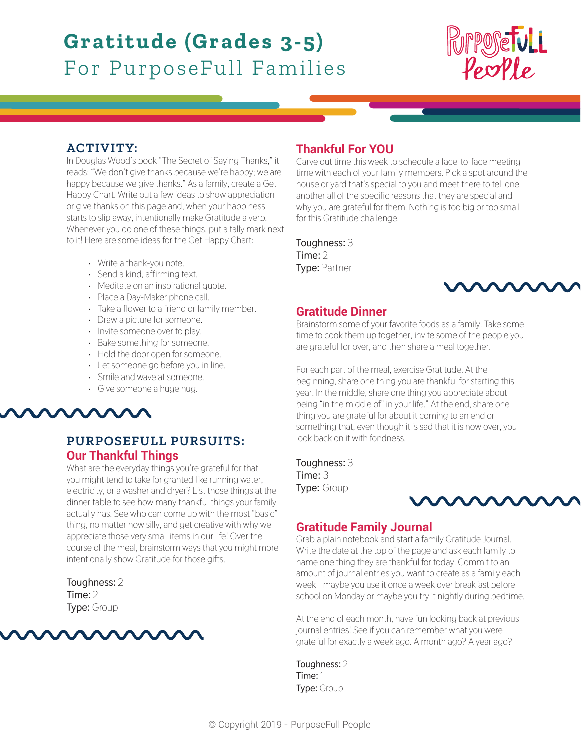# Gratitude (Grades 3-5)

For PurposeFull Families

## ACTIVITY:

In Douglas Wood's book "The Secret of Saying Thanks," it reads: "We don't give thanks because we're happy; we are happy because we give thanks." As a family, create a Get Happy Chart. Write out a few ideas to show appreciation or give thanks on this page and, when your happiness starts to slip away, intentionally make Gratitude a verb. Whenever you do one of these things, put a tally mark next to it! Here are some ideas for the Get Happy Chart:

- Write a thank-you note.
- Send a kind, affirming text.
- Meditate on an inspirational quote.
- Place a Day-Maker phone call.
- Take a flower to a friend or family member.
- Draw a picture for someone.
- Invite someone over to play.
- Bake something for someone.
- Hold the door open for someone.
- Let someone go before you in line.
- Smile and wave at someone.
- Give someone a huge hug.

## PURPOSEFULL PURSUITS:

### Our Thankful Things

What are the everyday things you're grateful for that you might tend to take for granted like running water, electricity, or a washer and dryer? List those things at the dinner table to see how many thankful things your family actually has. See who can come up with the most "basic" thing, no matter how silly, and get creative with why we appreciate those very small items in our life! Over the course of the meal, brainstorm ways that you might more intentionally show Gratitude for those gifts.

**Toughness:** 2
**Time:** 2
**Type:** Group

### Thankful For YOU

Carve out time this week to schedule a face-to-face meeting time with each of your family members. Pick a spot around the house or yard that's special to you and meet there to tell one another all of the specific reasons that they are special and why you are grateful for them. Nothing is too big or too small for this Gratitude challenge.

**Toughness:** 3
**Time:** 2
**Type:** Partner

### Gratitude Dinner

Brainstorm some of your favorite foods as a family. Take some time to cook them up together, invite some of the people you are grateful for over, and then share a meal together.

For each part of the meal, exercise Gratitude. At the beginning, share one thing you are thankful for starting this year. In the middle, share one thing you appreciate about being "in the middle of" in your life." At the end, share one thing you are grateful for about it coming to an end or something that, even though it is sad that it is now over, you look back on it with fondness.

**Toughness:** 3
**Time:** 3
**Type:** Group

### Gratitude Family Journal

Grab a plain notebook and start a family Gratitude Journal. Write the date at the top of the page and ask each family to name one thing they are thankful for today. Commit to an amount of journal entries you want to create as a family each week - maybe you use it once a week over breakfast before school on Monday or maybe you try it nightly during bedtime.

At the end of each month, have fun looking back at previous journal entries! See if you can remember what you were grateful for exactly a week ago. A month ago? A year ago?

**Toughness:** 2
**Time:** 1
**Type:** Group

© Copyright 2019 - PurposeFull People